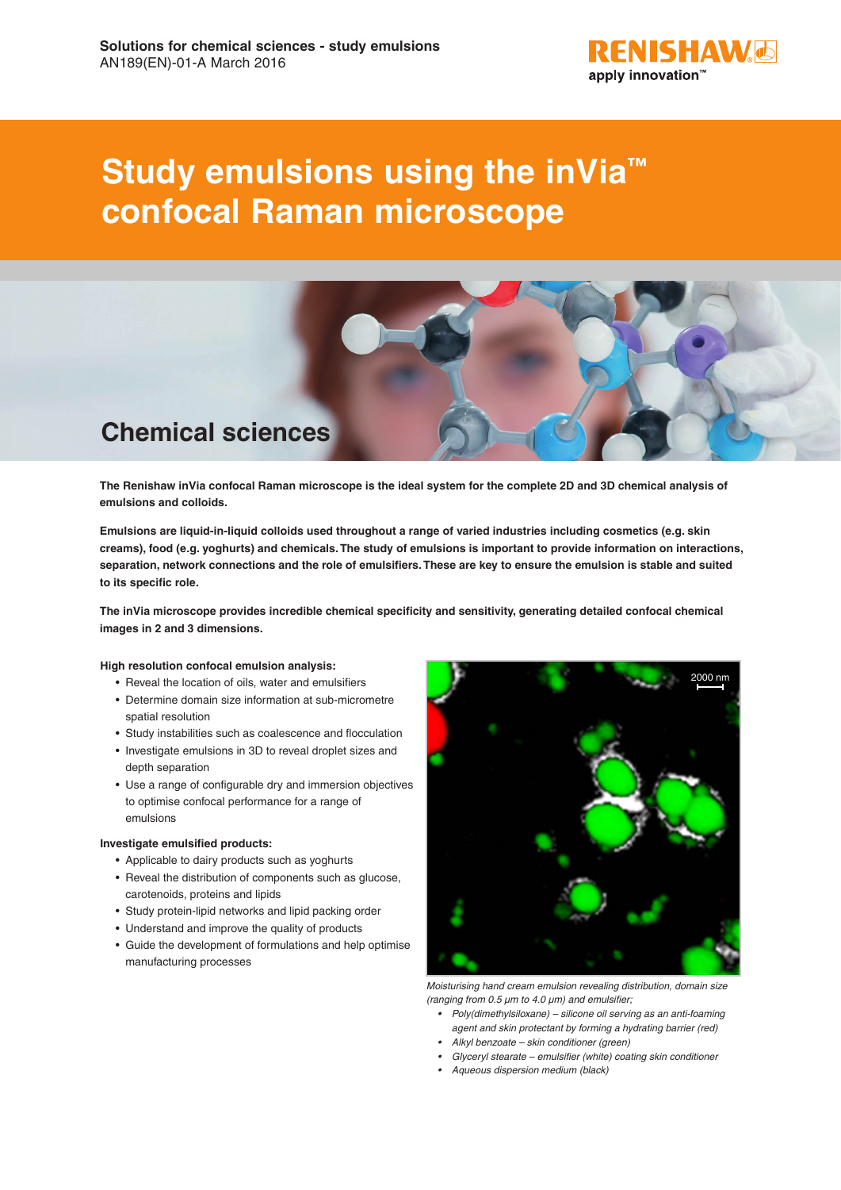Solutions for chemical sciences - study emulsions
AN189(EN)-01-A March 2016

# Study emulsions using the inVia™ confocal Raman microscope

## Chemical sciences

**The Renishaw inVia confocal Raman microscope is the ideal system for the complete 2D and 3D chemical analysis of emulsions and colloids.**

**Emulsions are liquid-in-liquid colloids used throughout a range of varied industries including cosmetics (e.g. skin creams), food (e.g. yoghurts) and chemicals. The study of emulsions is important to provide information on interactions, separation, network connections and the role of emulsifiers. These are key to ensure the emulsion is stable and suited to its specific role.**

**The inVia microscope provides incredible chemical specificity and sensitivity, generating detailed confocal chemical images in 2 and 3 dimensions.**

### High resolution confocal emulsion analysis:

- Reveal the location of oils, water and emulsifiers
- Determine domain size information at sub-micrometre spatial resolution
- Study instabilities such as coalescence and flocculation
- Investigate emulsions in 3D to reveal droplet sizes and depth separation
- Use a range of configurable dry and immersion objectives to optimise confocal performance for a range of emulsions

### Investigate emulsified products:

- Applicable to dairy products such as yoghurts
- Reveal the distribution of components such as glucose, carotenoids, proteins and lipids
- Study protein-lipid networks and lipid packing order
- Understand and improve the quality of products
- Guide the development of formulations and help optimise manufacturing processes

*Moisturising hand cream emulsion revealing distribution, domain size (ranging from 0.5 µm to 4.0 µm) and emulsifier;*

- *Poly(dimethylsiloxane) – silicone oil serving as an anti-foaming agent and skin protectant by forming a hydrating barrier (red)*
- *Alkyl benzoate – skin conditioner (green)*
- *Glyceryl stearate – emulsifier (white) coating skin conditioner*
- *Aqueous dispersion medium (black)*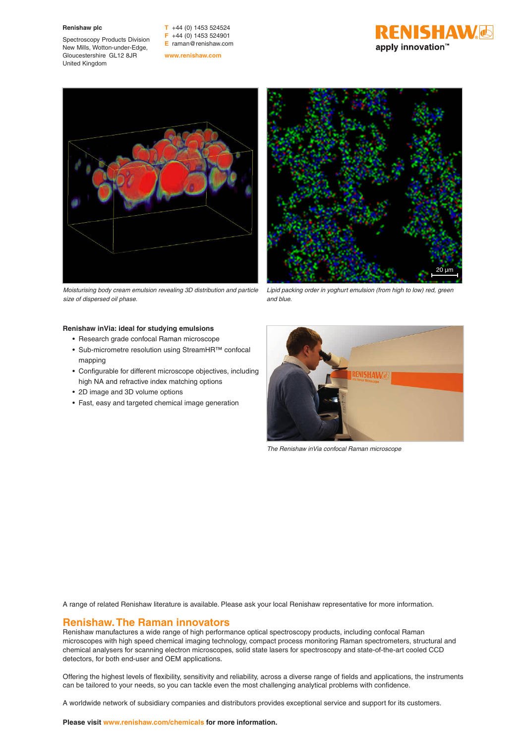**Renishaw plc**

Spectroscopy Products Division
New Mills, Wotton-under-Edge,
Gloucestershire GL12 8JR
United Kingdom

**T** +44 (0) 1453 524524
**F** +44 (0) 1453 524901
**E** raman@renishaw.com

www.renishaw.com

*Moisturising body cream emulsion revealing 3D distribution and particle size of dispersed oil phase.*

*Lipid packing order in yoghurt emulsion (from high to low) red, green and blue.*

**Renishaw inVia: ideal for studying emulsions**

- Research grade confocal Raman microscope
- Sub-micrometre resolution using StreamHR™ confocal mapping
- Configurable for different microscope objectives, including high NA and refractive index matching options
- 2D image and 3D volume options
- Fast, easy and targeted chemical image generation

*The Renishaw inVia confocal Raman microscope*

A range of related Renishaw literature is available. Please ask your local Renishaw representative for more information.

## Renishaw. The Raman innovators

Renishaw manufactures a wide range of high performance optical spectroscopy products, including confocal Raman microscopes with high speed chemical imaging technology, compact process monitoring Raman spectrometers, structural and chemical analysers for scanning electron microscopes, solid state lasers for spectroscopy and state-of-the-art cooled CCD detectors, for both end-user and OEM applications.

Offering the highest levels of flexibility, sensitivity and reliability, across a diverse range of fields and applications, the instruments can be tailored to your needs, so you can tackle even the most challenging analytical problems with confidence.

A worldwide network of subsidiary companies and distributors provides exceptional service and support for its customers.

**Please visit www.renishaw.com/chemicals for more information.**